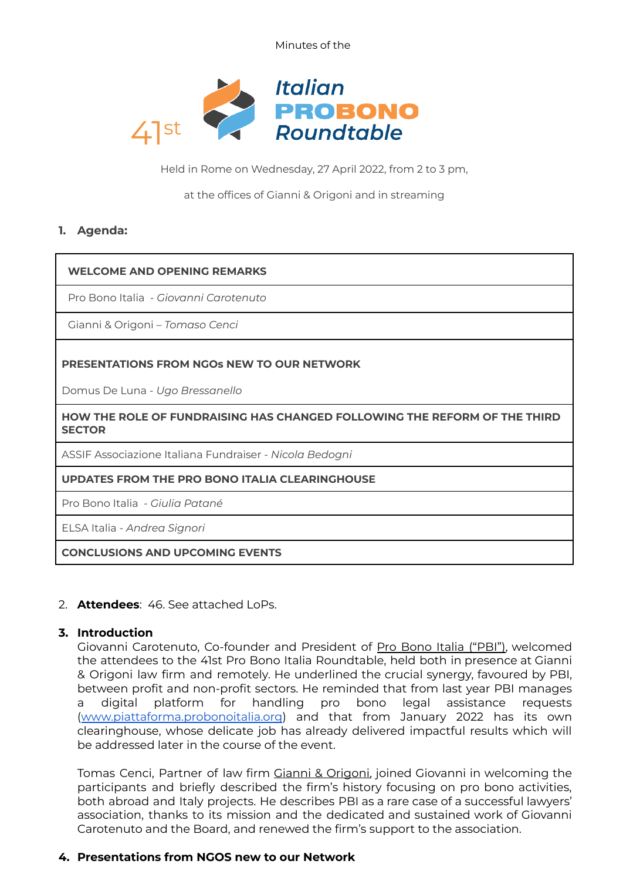Minutes of the

# 41st Italian PROBONO Roundtable

Held in Rome on Wednesday, 27 April 2022, from 2 to 3 pm,

at the offices of Gianni & Origoni and in streaming

## 1. Agenda:

| **WELCOME AND OPENING REMARKS** |
|---|
| Pro Bono Italia - *Giovanni Carotenuto* |
| Gianni & Origoni – *Tomaso Cenci* |
| **PRESENTATIONS FROM NGOs NEW TO OUR NETWORK** |
| Domus De Luna - *Ugo Bressanello* |
| **HOW THE ROLE OF FUNDRAISING HAS CHANGED FOLLOWING THE REFORM OF THE THIRD SECTOR** |
| ASSIF Associazione Italiana Fundraiser - *Nicola Bedogni* |
| **UPDATES FROM THE PRO BONO ITALIA CLEARINGHOUSE** |
| Pro Bono Italia - *Giulia Patané* |
| ELSA Italia - *Andrea Signori* |
| **CONCLUSIONS AND UPCOMING EVENTS** |

2. **Attendees**: 46. See attached LoPs.

## 3. Introduction

Giovanni Carotenuto, Co-founder and President of Pro Bono Italia ("PBI"), welcomed the attendees to the 41st Pro Bono Italia Roundtable, held both in presence at Gianni & Origoni law firm and remotely. He underlined the crucial synergy, favoured by PBI, between profit and non-profit sectors. He reminded that from last year PBI manages a digital platform for handling pro bono legal assistance requests (www.piattaforma.probonoitalia.org) and that from January 2022 has its own clearinghouse, whose delicate job has already delivered impactful results which will be addressed later in the course of the event.

Tomas Cenci, Partner of law firm Gianni & Origoni, joined Giovanni in welcoming the participants and briefly described the firm's history focusing on pro bono activities, both abroad and Italy projects. He describes PBI as a rare case of a successful lawyers' association, thanks to its mission and the dedicated and sustained work of Giovanni Carotenuto and the Board, and renewed the firm's support to the association.

## 4. Presentations from NGOS new to our Network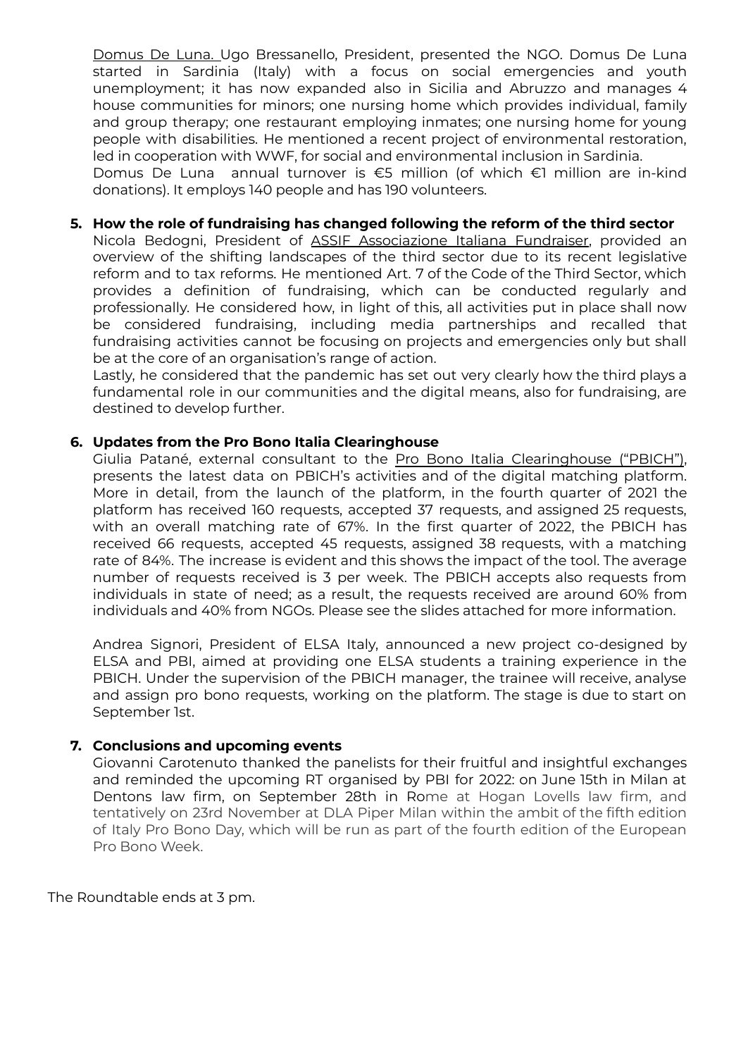Domus De Luna. Ugo Bressanello, President, presented the NGO. Domus De Luna started in Sardinia (Italy) with a focus on social emergencies and youth unemployment; it has now expanded also in Sicilia and Abruzzo and manages 4 house communities for minors; one nursing home which provides individual, family and group therapy; one restaurant employing inmates; one nursing home for young people with disabilities. He mentioned a recent project of environmental restoration, led in cooperation with WWF, for social and environmental inclusion in Sardinia.
Domus De Luna annual turnover is €5 million (of which €1 million are in-kind donations). It employs 140 people and has 190 volunteers.

5. **How the role of fundraising has changed following the reform of the third sector**
   Nicola Bedogni, President of ASSIF Associazione Italiana Fundraiser, provided an overview of the shifting landscapes of the third sector due to its recent legislative reform and to tax reforms. He mentioned Art. 7 of the Code of the Third Sector, which provides a definition of fundraising, which can be conducted regularly and professionally. He considered how, in light of this, all activities put in place shall now be considered fundraising, including media partnerships and recalled that fundraising activities cannot be focusing on projects and emergencies only but shall be at the core of an organisation's range of action.
   Lastly, he considered that the pandemic has set out very clearly how the third plays a fundamental role in our communities and the digital means, also for fundraising, are destined to develop further.

6. **Updates from the Pro Bono Italia Clearinghouse**
   Giulia Patané, external consultant to the Pro Bono Italia Clearinghouse ("PBICH"), presents the latest data on PBICH's activities and of the digital matching platform. More in detail, from the launch of the platform, in the fourth quarter of 2021 the platform has received 160 requests, accepted 37 requests, and assigned 25 requests, with an overall matching rate of 67%. In the first quarter of 2022, the PBICH has received 66 requests, accepted 45 requests, assigned 38 requests, with a matching rate of 84%. The increase is evident and this shows the impact of the tool. The average number of requests received is 3 per week. The PBICH accepts also requests from individuals in state of need; as a result, the requests received are around 60% from individuals and 40% from NGOs. Please see the slides attached for more information.

   Andrea Signori, President of ELSA Italy, announced a new project co-designed by ELSA and PBI, aimed at providing one ELSA students a training experience in the PBICH. Under the supervision of the PBICH manager, the trainee will receive, analyse and assign pro bono requests, working on the platform. The stage is due to start on September 1st.

7. **Conclusions and upcoming events**
   Giovanni Carotenuto thanked the panelists for their fruitful and insightful exchanges and reminded the upcoming RT organised by PBI for 2022: on June 15th in Milan at Dentons law firm, on September 28th in Rome at Hogan Lovells law firm, and tentatively on 23rd November at DLA Piper Milan within the ambit of the fifth edition of Italy Pro Bono Day, which will be run as part of the fourth edition of the European Pro Bono Week.

The Roundtable ends at 3 pm.